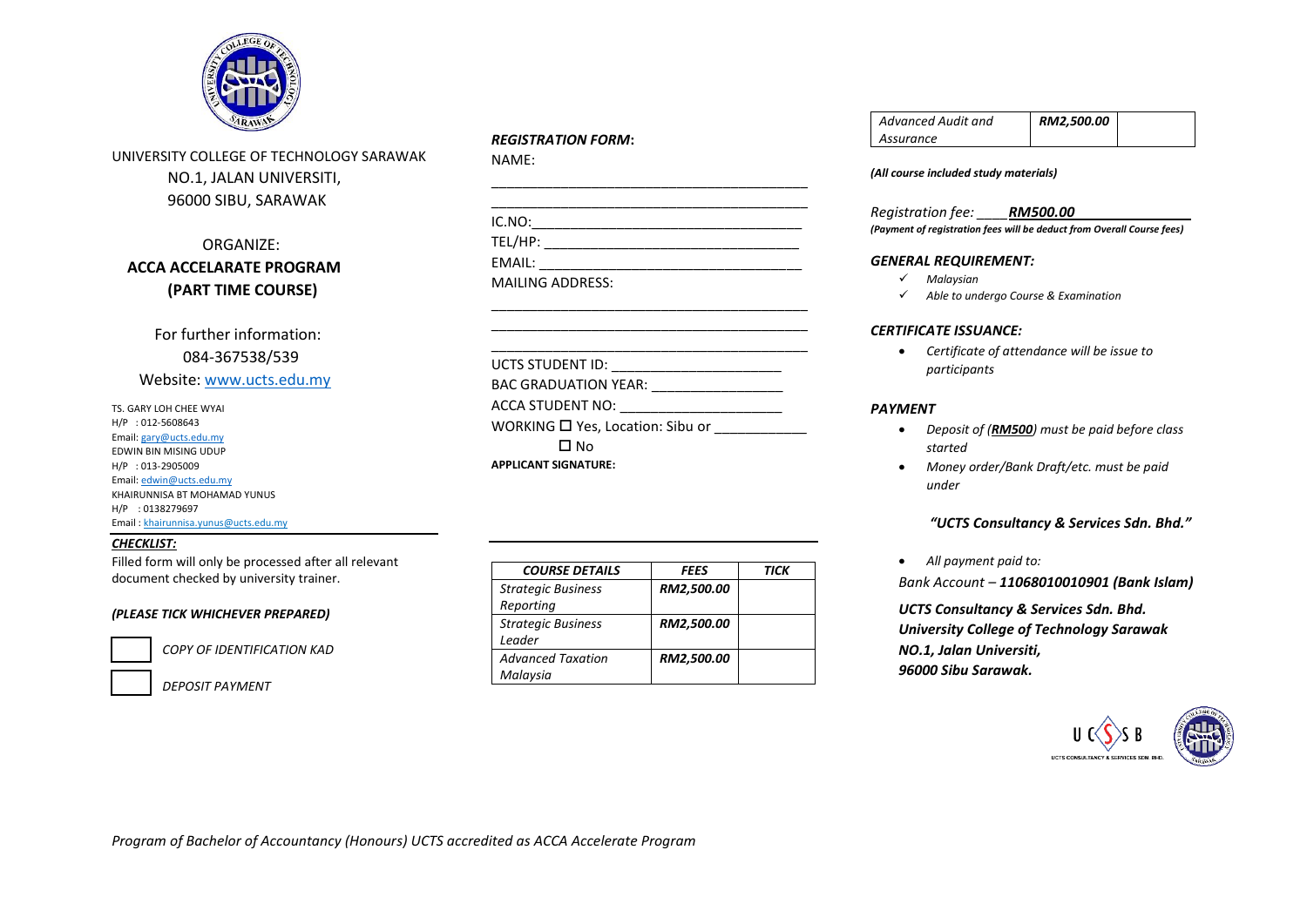UNIVERSITY COLLEGE OF TECHNOLOGY SARAWAK
NO.1, JALAN UNIVERSITI,
96000 SIBU, SARAWAK

ORGANIZE:
**ACCA ACCELARATE PROGRAM**
**(PART TIME COURSE)**

For further information:
084-367538/539
Website: www.ucts.edu.my

TS. GARY LOH CHEE WYAI
H/P : 012-5608643
Email: gary@ucts.edu.my
EDWIN BIN MISING UDUP
H/P : 013-2905009
Email: edwin@ucts.edu.my
KHAIRUNNISA BT MOHAMAD YUNUS
H/P : 0138279697
Email : khairunnisa.yunus@ucts.edu.my

***CHECKLIST:***

Filled form will only be processed after all relevant document checked by university trainer.

***(PLEASE TICK WHICHEVER PREPARED)***

- ☐ *COPY OF IDENTIFICATION KAD*
- ☐ *DEPOSIT PAYMENT*

***REGISTRATION FORM*:**

NAME:

________________________________________

________________________________________

IC.NO:________________________________

TEL/HP: ______________________________

EMAIL: _______________________________

MAILING ADDRESS:

________________________________________

________________________________________

________________________________________

UCTS STUDENT ID: ____________________

BAC GRADUATION YEAR: ________________

ACCA STUDENT NO: ____________________

WORKING ☐ Yes, Location: Sibu or ___________

☐ No

**APPLICANT SIGNATURE:**

| COURSE DETAILS | FEES | TICK |
|---|---|---|
| *Strategic Business Reporting* | ***RM2,500.00*** | |
| *Strategic Business Leader* | ***RM2,500.00*** | |
| *Advanced Taxation Malaysia* | ***RM2,500.00*** | |
| *Advanced Audit and Assurance* | ***RM2,500.00*** | |

***(All course included study materials)***

*Registration fee:* ____***RM500.00***______________

***(Payment of registration fees will be deduct from Overall Course fees)***

***GENERAL REQUIREMENT:***

- ✓ *Malaysian*
- ✓ *Able to undergo Course & Examination*

***CERTIFICATE ISSUANCE:***

- *Certificate of attendance will be issue to participants*

***PAYMENT***

- *Deposit of (**RM500**) must be paid before class started*
- *Money order/Bank Draft/etc. must be paid under*

***"UCTS Consultancy & Services Sdn. Bhd."***

- *All payment paid to:*

*Bank Account – **11068010010901 (Bank Islam)***

***UCTS Consultancy & Services Sdn. Bhd.***
***University College of Technology Sarawak***
***NO.1, Jalan Universiti,***
***96000 Sibu Sarawak.***

*Program of Bachelor of Accountancy (Honours) UCTS accredited as ACCA Accelerate Program*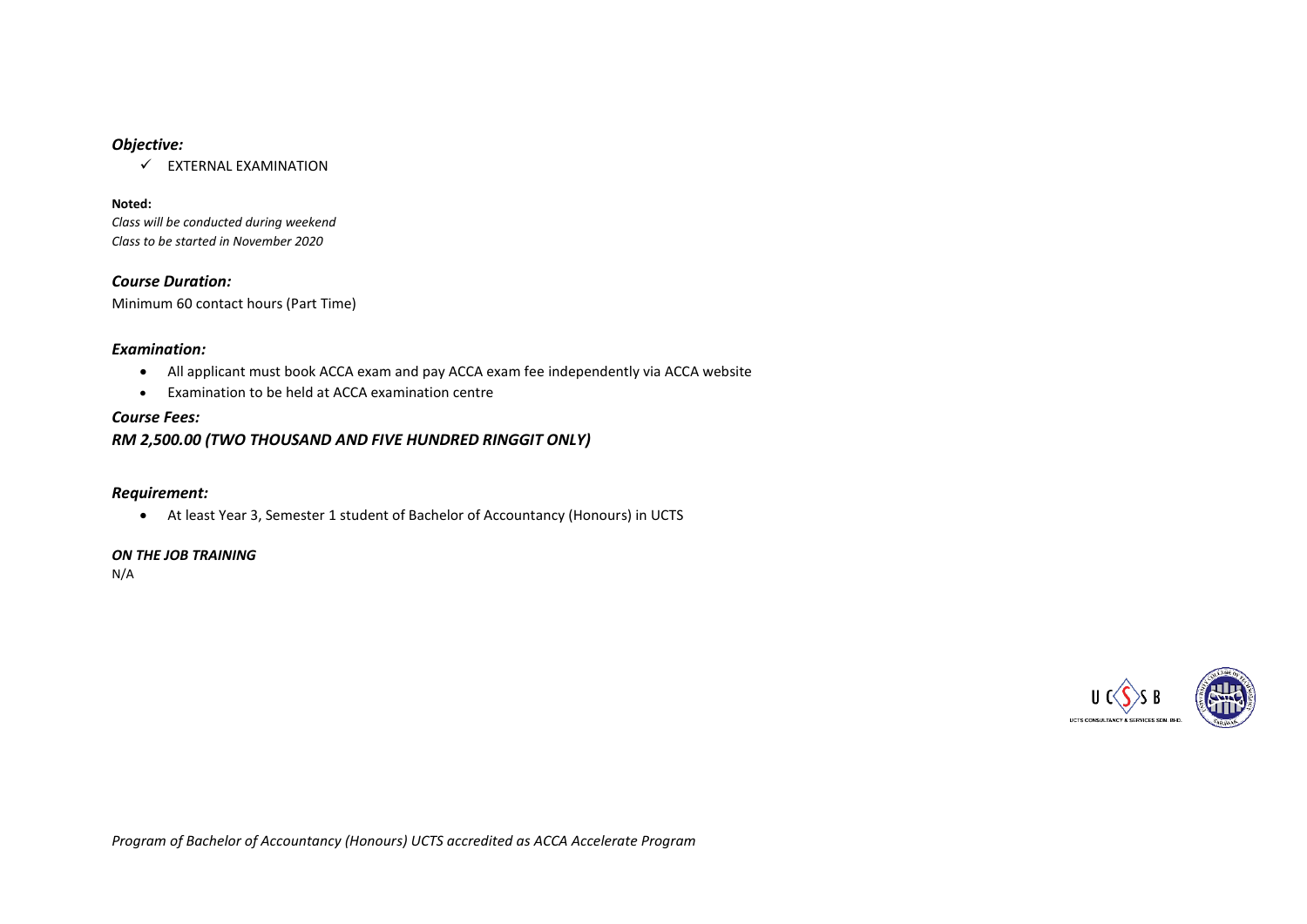### *Objective:*

- ✓ EXTERNAL EXAMINATION

**Noted:**

*Class will be conducted during weekend*
*Class to be started in November 2020*

### *Course Duration:*

Minimum 60 contact hours (Part Time)

### *Examination:*

- All applicant must book ACCA exam and pay ACCA exam fee independently via ACCA website
- Examination to be held at ACCA examination centre

### *Course Fees:*

***RM 2,500.00 (TWO THOUSAND AND FIVE HUNDRED RINGGIT ONLY)***

### *Requirement:*

- At least Year 3, Semester 1 student of Bachelor of Accountancy (Honours) in UCTS

***ON THE JOB TRAINING***

N/A

UCSSB
UCTS CONSULTANCY & SERVICES SDN. BHD.

*Program of Bachelor of Accountancy (Honours) UCTS accredited as ACCA Accelerate Program*